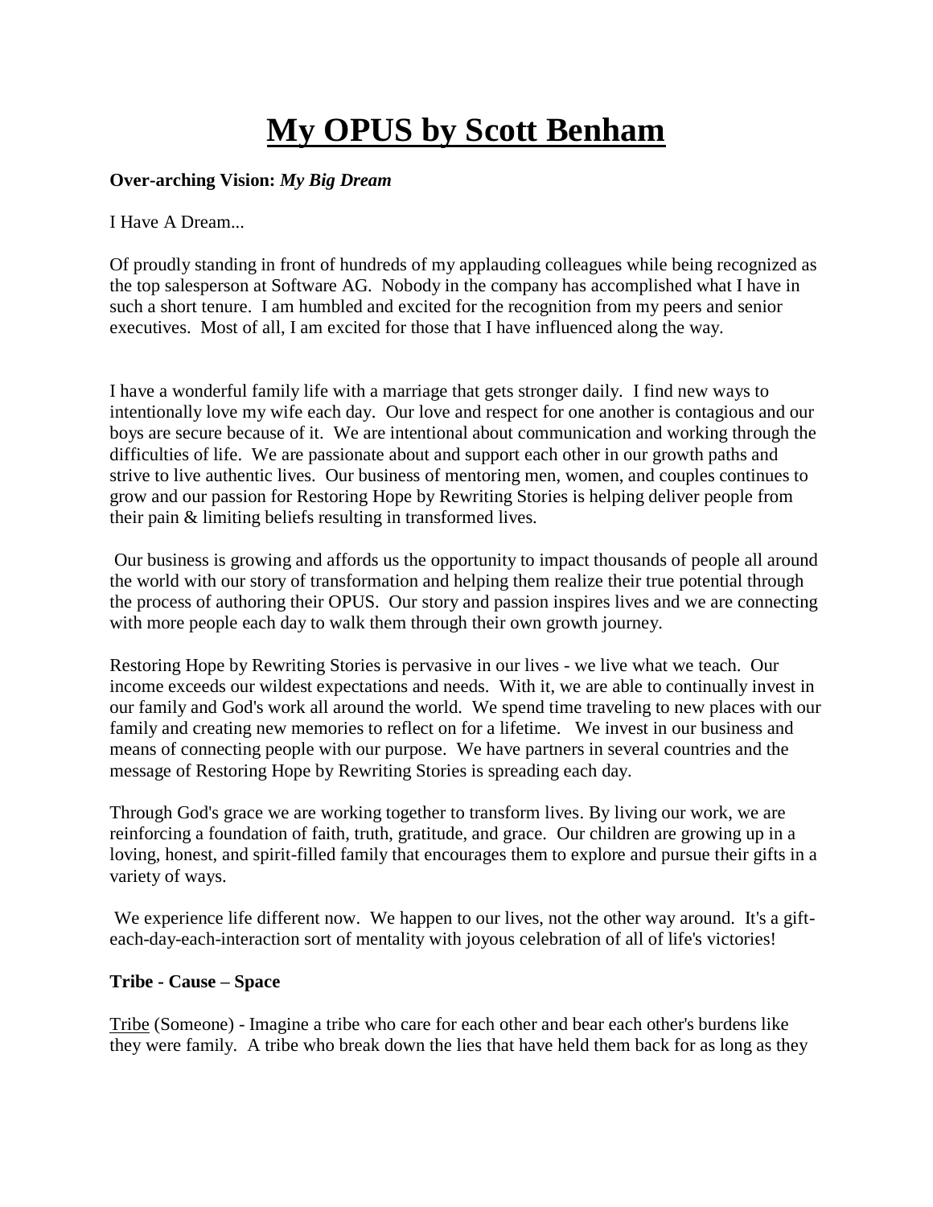# My OPUS by Scott Benham

**Over-arching Vision:** ***My Big Dream***

I Have A Dream...

Of proudly standing in front of hundreds of my applauding colleagues while being recognized as the top salesperson at Software AG. Nobody in the company has accomplished what I have in such a short tenure. I am humbled and excited for the recognition from my peers and senior executives. Most of all, I am excited for those that I have influenced along the way.

I have a wonderful family life with a marriage that gets stronger daily. I find new ways to intentionally love my wife each day. Our love and respect for one another is contagious and our boys are secure because of it. We are intentional about communication and working through the difficulties of life. We are passionate about and support each other in our growth paths and strive to live authentic lives. Our business of mentoring men, women, and couples continues to grow and our passion for Restoring Hope by Rewriting Stories is helping deliver people from their pain & limiting beliefs resulting in transformed lives.

Our business is growing and affords us the opportunity to impact thousands of people all around the world with our story of transformation and helping them realize their true potential through the process of authoring their OPUS. Our story and passion inspires lives and we are connecting with more people each day to walk them through their own growth journey.

Restoring Hope by Rewriting Stories is pervasive in our lives - we live what we teach. Our income exceeds our wildest expectations and needs. With it, we are able to continually invest in our family and God's work all around the world. We spend time traveling to new places with our family and creating new memories to reflect on for a lifetime. We invest in our business and means of connecting people with our purpose. We have partners in several countries and the message of Restoring Hope by Rewriting Stories is spreading each day.

Through God's grace we are working together to transform lives. By living our work, we are reinforcing a foundation of faith, truth, gratitude, and grace. Our children are growing up in a loving, honest, and spirit-filled family that encourages them to explore and pursue their gifts in a variety of ways.

We experience life different now. We happen to our lives, not the other way around. It's a gift-each-day-each-interaction sort of mentality with joyous celebration of all of life's victories!

**Tribe - Cause – Space**

Tribe (Someone) - Imagine a tribe who care for each other and bear each other's burdens like they were family. A tribe who break down the lies that have held them back for as long as they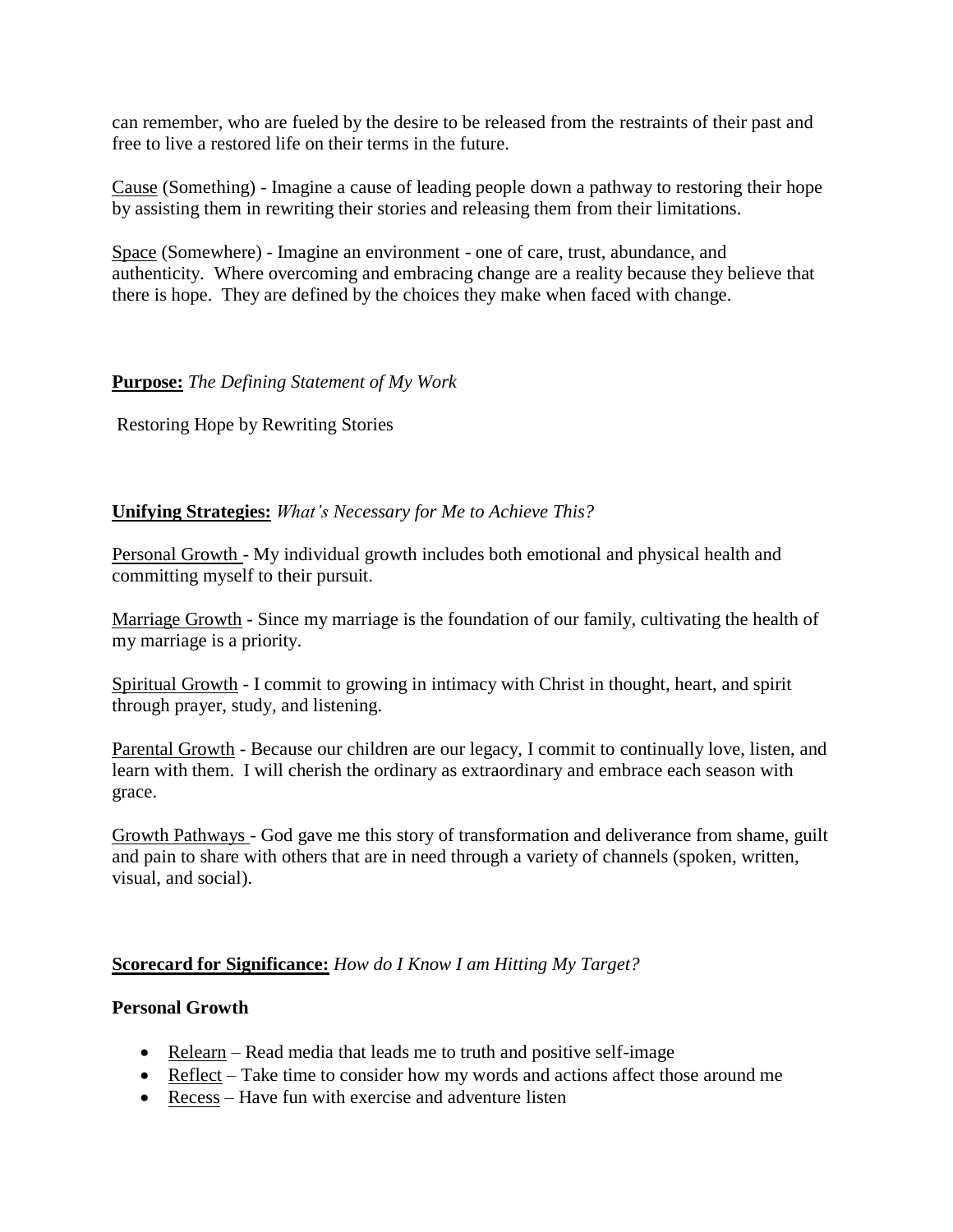can remember, who are fueled by the desire to be released from the restraints of their past and free to live a restored life on their terms in the future.

Cause (Something) - Imagine a cause of leading people down a pathway to restoring their hope by assisting them in rewriting their stories and releasing them from their limitations.

Space (Somewhere) - Imagine an environment - one of care, trust, abundance, and authenticity. Where overcoming and embracing change are a reality because they believe that there is hope. They are defined by the choices they make when faced with change.

**Purpose:** *The Defining Statement of My Work*

Restoring Hope by Rewriting Stories

**Unifying Strategies:** *What's Necessary for Me to Achieve This?*

Personal Growth - My individual growth includes both emotional and physical health and committing myself to their pursuit.

Marriage Growth - Since my marriage is the foundation of our family, cultivating the health of my marriage is a priority.

Spiritual Growth - I commit to growing in intimacy with Christ in thought, heart, and spirit through prayer, study, and listening.

Parental Growth - Because our children are our legacy, I commit to continually love, listen, and learn with them. I will cherish the ordinary as extraordinary and embrace each season with grace.

Growth Pathways - God gave me this story of transformation and deliverance from shame, guilt and pain to share with others that are in need through a variety of channels (spoken, written, visual, and social).

**Scorecard for Significance:** *How do I Know I am Hitting My Target?*

**Personal Growth**

- Relearn – Read media that leads me to truth and positive self-image
- Reflect – Take time to consider how my words and actions affect those around me
- Recess – Have fun with exercise and adventure listen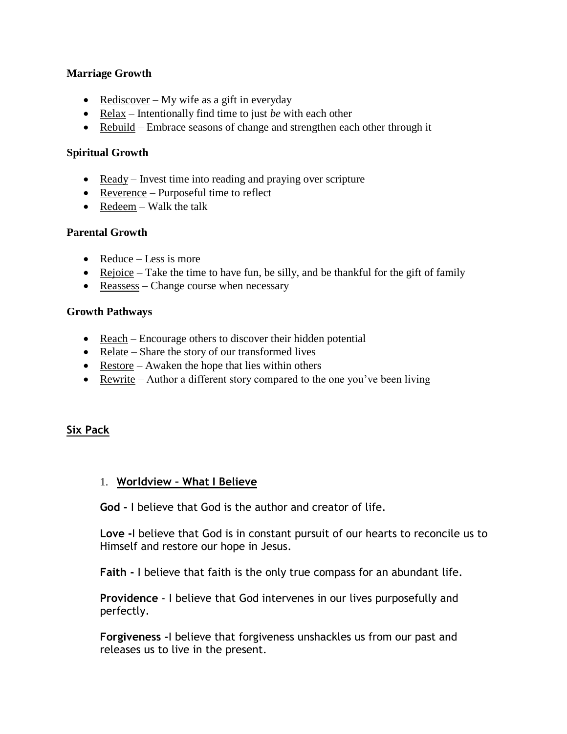**Marriage Growth**

- Rediscover – My wife as a gift in everyday
- Relax – Intentionally find time to just *be* with each other
- Rebuild – Embrace seasons of change and strengthen each other through it

**Spiritual Growth**

- Ready – Invest time into reading and praying over scripture
- Reverence – Purposeful time to reflect
- Redeem – Walk the talk

**Parental Growth**

- Reduce – Less is more
- Rejoice – Take the time to have fun, be silly, and be thankful for the gift of family
- Reassess – Change course when necessary

**Growth Pathways**

- Reach – Encourage others to discover their hidden potential
- Relate – Share the story of our transformed lives
- Restore – Awaken the hope that lies within others
- Rewrite – Author a different story compared to the one you've been living

## Six Pack

1. **Worldview – What I Believe**

   **God -** I believe that God is the author and creator of life.

   **Love -**I believe that God is in constant pursuit of our hearts to reconcile us to Himself and restore our hope in Jesus.

   **Faith -** I believe that faith is the only true compass for an abundant life.

   **Providence** - I believe that God intervenes in our lives purposefully and perfectly.

   **Forgiveness -**I believe that forgiveness unshackles us from our past and releases us to live in the present.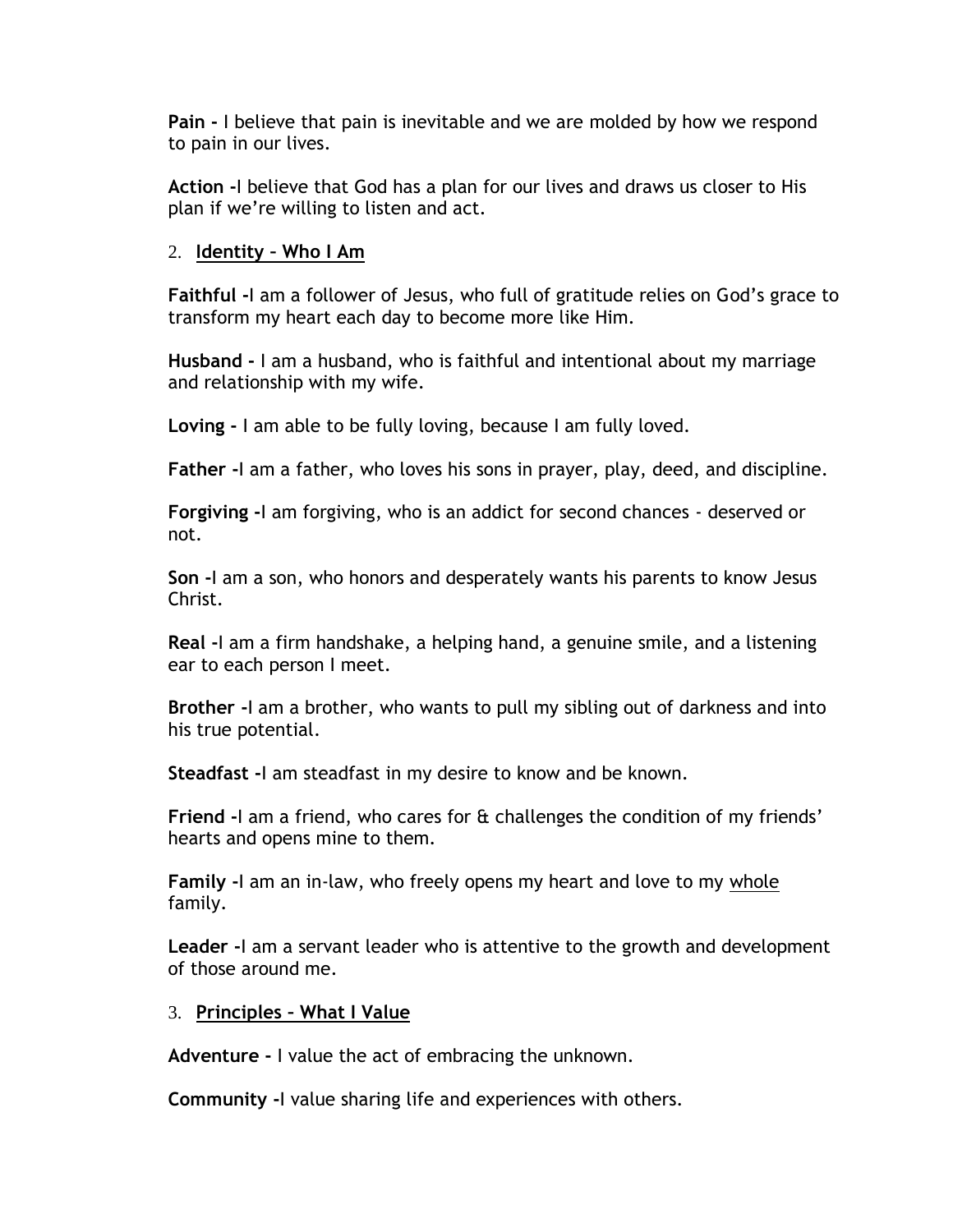**Pain -** I believe that pain is inevitable and we are molded by how we respond to pain in our lives.

**Action -**I believe that God has a plan for our lives and draws us closer to His plan if we're willing to listen and act.

2. **<u>Identity – Who I Am</u>**

**Faithful -**I am a follower of Jesus, who full of gratitude relies on God's grace to transform my heart each day to become more like Him.

**Husband -** I am a husband, who is faithful and intentional about my marriage and relationship with my wife.

**Loving -** I am able to be fully loving, because I am fully loved.

**Father -**I am a father, who loves his sons in prayer, play, deed, and discipline.

**Forgiving -**I am forgiving, who is an addict for second chances - deserved or not.

**Son -**I am a son, who honors and desperately wants his parents to know Jesus Christ.

**Real -**I am a firm handshake, a helping hand, a genuine smile, and a listening ear to each person I meet.

**Brother -**I am a brother, who wants to pull my sibling out of darkness and into his true potential.

**Steadfast -**I am steadfast in my desire to know and be known.

**Friend -**I am a friend, who cares for & challenges the condition of my friends' hearts and opens mine to them.

**Family -**I am an in-law, who freely opens my heart and love to my <u>whole</u> family.

**Leader -**I am a servant leader who is attentive to the growth and development of those around me.

3. **<u>Principles – What I Value</u>**

**Adventure -** I value the act of embracing the unknown.

**Community -**I value sharing life and experiences with others.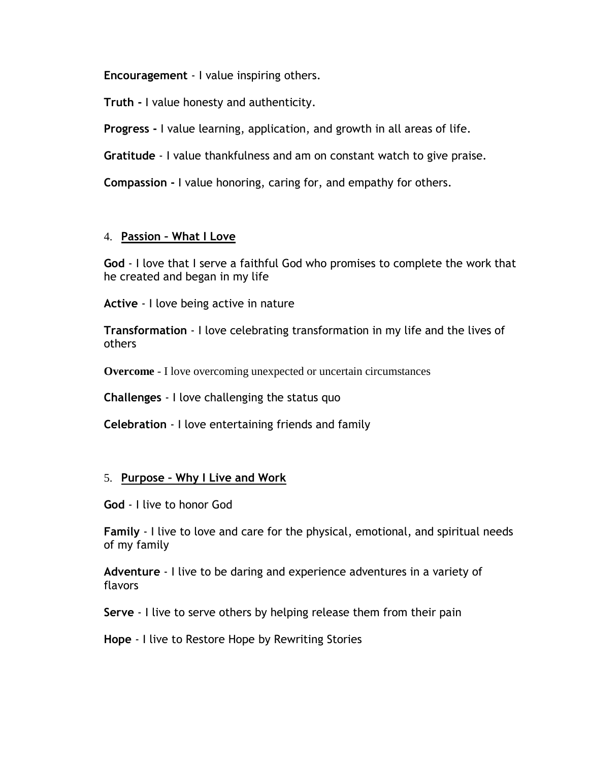**Encouragement** - I value inspiring others.

**Truth -** I value honesty and authenticity.

**Progress -** I value learning, application, and growth in all areas of life.

**Gratitude** - I value thankfulness and am on constant watch to give praise.

**Compassion -** I value honoring, caring for, and empathy for others.

4. **Passion – What I Love**

**God** - I love that I serve a faithful God who promises to complete the work that he created and began in my life

**Active** - I love being active in nature

**Transformation** - I love celebrating transformation in my life and the lives of others

**Overcome** - I love overcoming unexpected or uncertain circumstances

**Challenges** - I love challenging the status quo

**Celebration** - I love entertaining friends and family

5. **Purpose – Why I Live and Work**

**God** - I live to honor God

**Family** - I live to love and care for the physical, emotional, and spiritual needs of my family

**Adventure** - I live to be daring and experience adventures in a variety of flavors

**Serve** - I live to serve others by helping release them from their pain

**Hope** - I live to Restore Hope by Rewriting Stories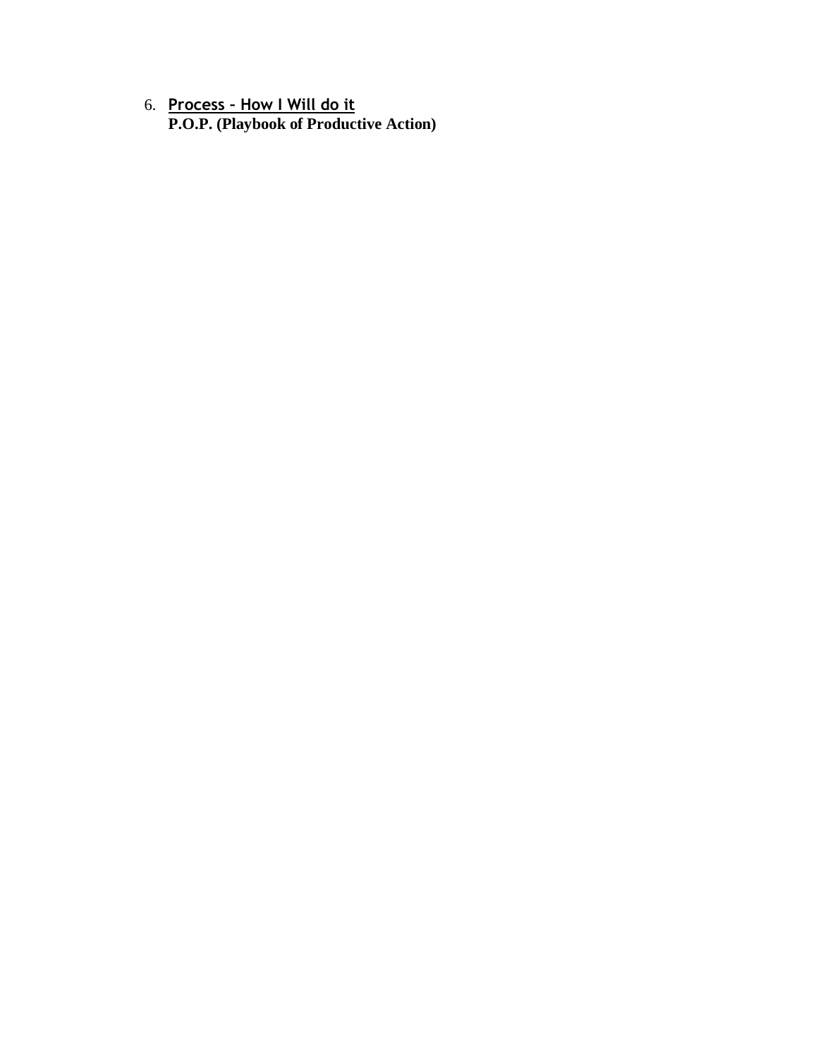6. **<u>Process – How I Will do it</u>**
   **P.O.P. (Playbook of Productive Action)**